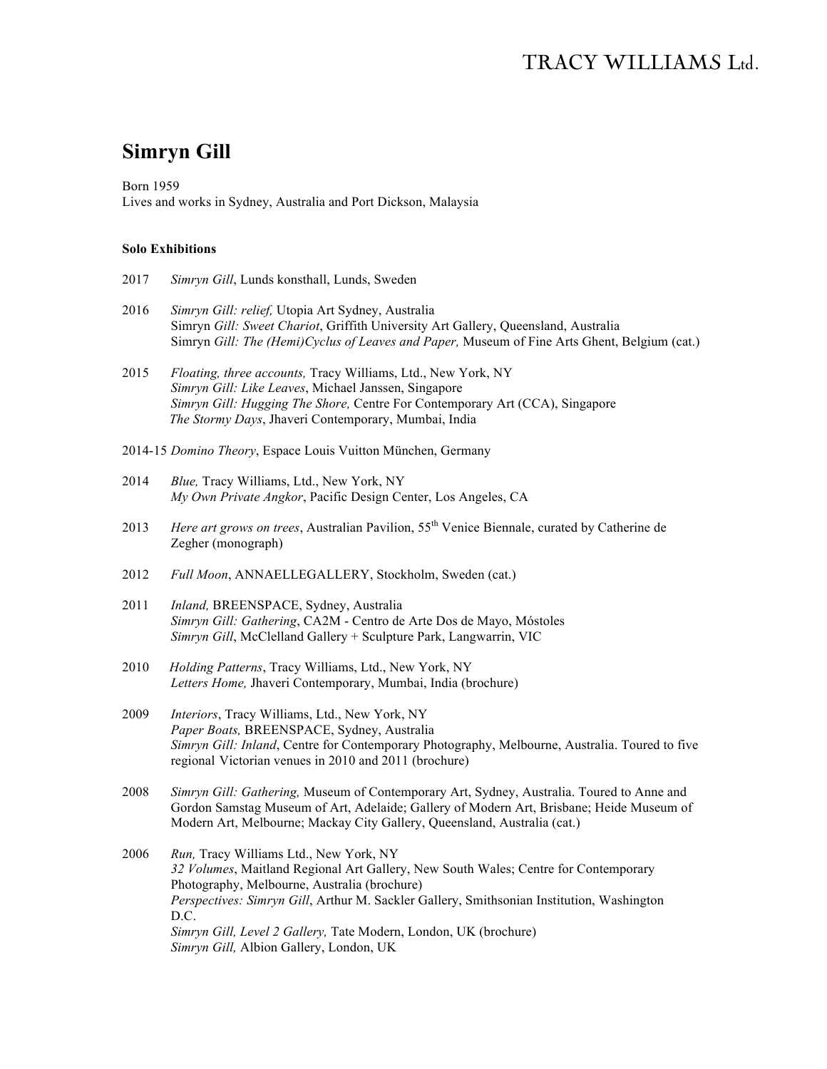TRACY WILLIAMS Ltd.

# Simryn Gill

Born 1959
Lives and works in Sydney, Australia and Port Dickson, Malaysia

**Solo Exhibitions**

2017 *Simryn Gill*, Lunds konsthall, Lunds, Sweden

2016 *Simryn Gill: relief,* Utopia Art Sydney, Australia
Simryn *Gill: Sweet Chariot*, Griffith University Art Gallery, Queensland, Australia
Simryn *Gill: The (Hemi)Cyclus of Leaves and Paper,* Museum of Fine Arts Ghent, Belgium (cat.)

2015 *Floating, three accounts,* Tracy Williams, Ltd., New York, NY
*Simryn Gill: Like Leaves*, Michael Janssen, Singapore
*Simryn Gill: Hugging The Shore,* Centre For Contemporary Art (CCA), Singapore
*The Stormy Days*, Jhaveri Contemporary, Mumbai, India

2014-15 *Domino Theory*, Espace Louis Vuitton München, Germany

2014 *Blue,* Tracy Williams, Ltd., New York, NY
*My Own Private Angkor*, Pacific Design Center, Los Angeles, CA

2013 *Here art grows on trees*, Australian Pavilion, 55th Venice Biennale, curated by Catherine de Zegher (monograph)

2012 *Full Moon*, ANNAELLEGALLERY, Stockholm, Sweden (cat.)

2011 *Inland,* BREENSPACE, Sydney, Australia
*Simryn Gill: Gathering*, CA2M - Centro de Arte Dos de Mayo, Móstoles
*Simryn Gill*, McClelland Gallery + Sculpture Park, Langwarrin, VIC

2010 *Holding Patterns*, Tracy Williams, Ltd., New York, NY
*Letters Home,* Jhaveri Contemporary, Mumbai, India (brochure)

2009 *Interiors*, Tracy Williams, Ltd., New York, NY
*Paper Boats,* BREENSPACE, Sydney, Australia
*Simryn Gill: Inland*, Centre for Contemporary Photography, Melbourne, Australia. Toured to five regional Victorian venues in 2010 and 2011 (brochure)

2008 *Simryn Gill: Gathering,* Museum of Contemporary Art, Sydney, Australia. Toured to Anne and Gordon Samstag Museum of Art, Adelaide; Gallery of Modern Art, Brisbane; Heide Museum of Modern Art, Melbourne; Mackay City Gallery, Queensland, Australia (cat.)

2006 *Run,* Tracy Williams Ltd., New York, NY
*32 Volumes*, Maitland Regional Art Gallery, New South Wales; Centre for Contemporary Photography, Melbourne, Australia (brochure)
*Perspectives: Simryn Gill*, Arthur M. Sackler Gallery, Smithsonian Institution, Washington D.C.
*Simryn Gill, Level 2 Gallery,* Tate Modern, London, UK (brochure)
*Simryn Gill,* Albion Gallery, London, UK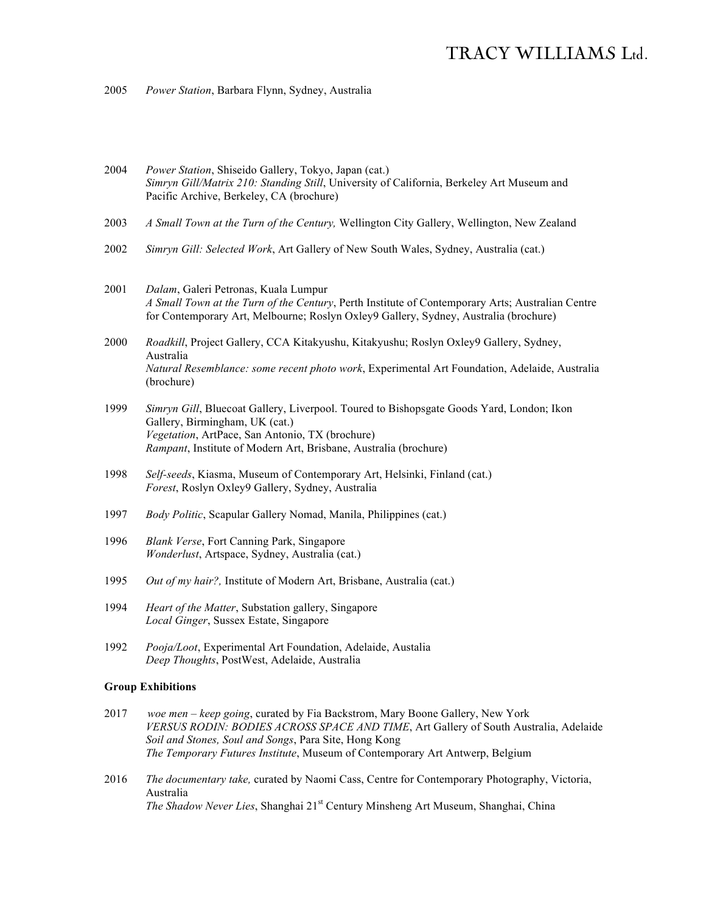2005 *Power Station*, Barbara Flynn, Sydney, Australia

2004 *Power Station*, Shiseido Gallery, Tokyo, Japan (cat.)
*Simryn Gill/Matrix 210: Standing Still*, University of California, Berkeley Art Museum and Pacific Archive, Berkeley, CA (brochure)

2003 *A Small Town at the Turn of the Century,* Wellington City Gallery, Wellington, New Zealand

2002 *Simryn Gill: Selected Work*, Art Gallery of New South Wales, Sydney, Australia (cat.)

2001 *Dalam*, Galeri Petronas, Kuala Lumpur
*A Small Town at the Turn of the Century*, Perth Institute of Contemporary Arts; Australian Centre for Contemporary Art, Melbourne; Roslyn Oxley9 Gallery, Sydney, Australia (brochure)

2000 *Roadkill*, Project Gallery, CCA Kitakyushu, Kitakyushu; Roslyn Oxley9 Gallery, Sydney, Australia
*Natural Resemblance: some recent photo work*, Experimental Art Foundation, Adelaide, Australia (brochure)

1999 *Simryn Gill*, Bluecoat Gallery, Liverpool. Toured to Bishopsgate Goods Yard, London; Ikon Gallery, Birmingham, UK (cat.)
*Vegetation*, ArtPace, San Antonio, TX (brochure)
*Rampant*, Institute of Modern Art, Brisbane, Australia (brochure)

1998 *Self-seeds*, Kiasma, Museum of Contemporary Art, Helsinki, Finland (cat.)
*Forest*, Roslyn Oxley9 Gallery, Sydney, Australia

1997 *Body Politic*, Scapular Gallery Nomad, Manila, Philippines (cat.)

1996 *Blank Verse*, Fort Canning Park, Singapore
*Wonderlust*, Artspace, Sydney, Australia (cat.)

1995 *Out of my hair?,* Institute of Modern Art, Brisbane, Australia (cat.)

1994 *Heart of the Matter*, Substation gallery, Singapore
*Local Ginger*, Sussex Estate, Singapore

1992 *Pooja/Loot*, Experimental Art Foundation, Adelaide, Austalia
*Deep Thoughts*, PostWest, Adelaide, Australia

**Group Exhibitions**

2017 *woe men – keep going*, curated by Fia Backstrom, Mary Boone Gallery, New York
*VERSUS RODIN: BODIES ACROSS SPACE AND TIME*, Art Gallery of South Australia, Adelaide
*Soil and Stones, Soul and Songs*, Para Site, Hong Kong
*The Temporary Futures Institute*, Museum of Contemporary Art Antwerp, Belgium

2016 *The documentary take,* curated by Naomi Cass, Centre for Contemporary Photography, Victoria, Australia
*The Shadow Never Lies*, Shanghai 21st Century Minsheng Art Museum, Shanghai, China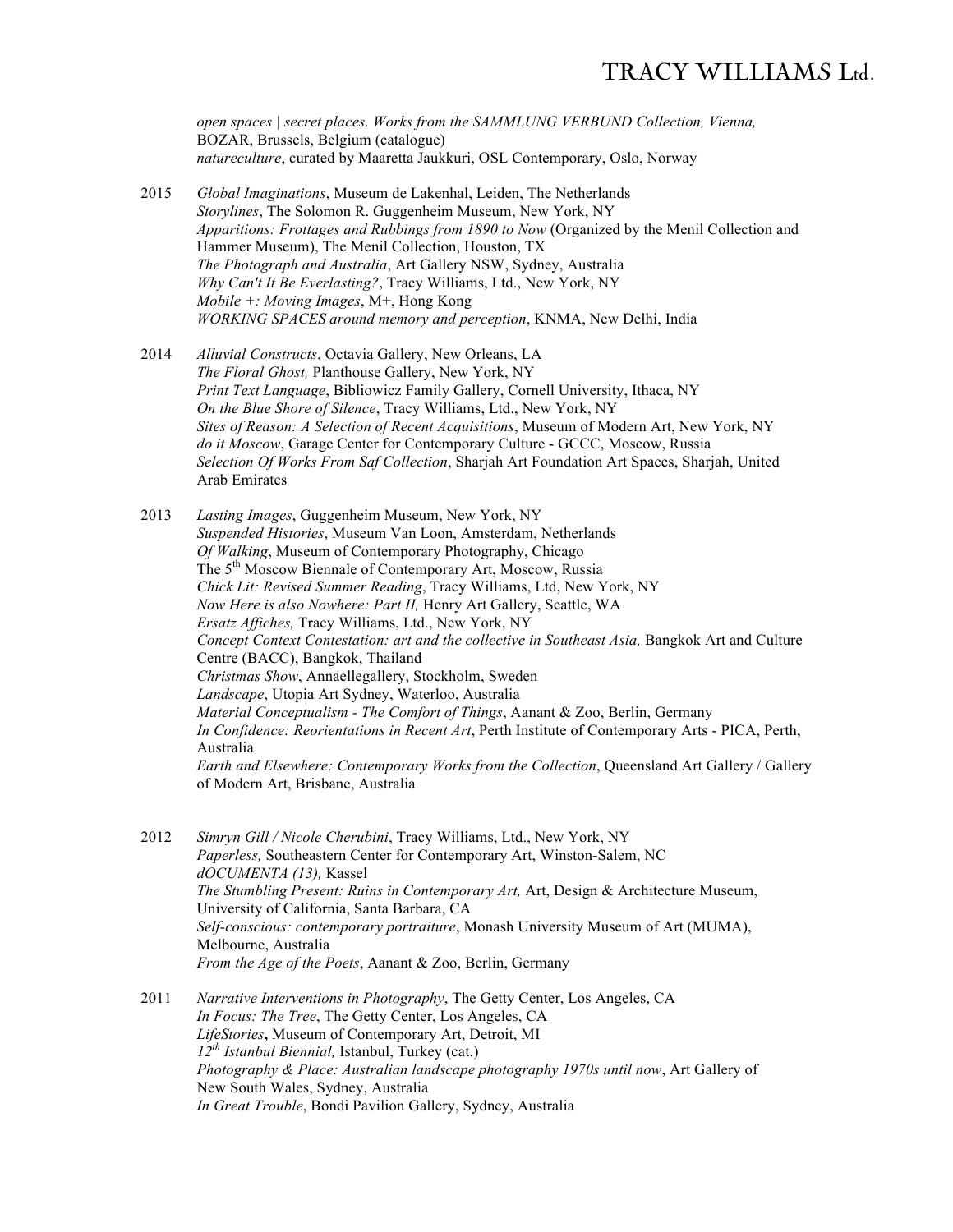*open spaces | secret places. Works from the SAMMLUNG VERBUND Collection, Vienna,* BOZAR, Brussels, Belgium (catalogue)
*natureculture*, curated by Maaretta Jaukkuri, OSL Contemporary, Oslo, Norway

2015 *Global Imaginations*, Museum de Lakenhal, Leiden, The Netherlands
*Storylines*, The Solomon R. Guggenheim Museum, New York, NY
*Apparitions: Frottages and Rubbings from 1890 to Now* (Organized by the Menil Collection and Hammer Museum), The Menil Collection, Houston, TX
*The Photograph and Australia*, Art Gallery NSW, Sydney, Australia
*Why Can't It Be Everlasting?*, Tracy Williams, Ltd., New York, NY
*Mobile +: Moving Images*, M+, Hong Kong
*WORKING SPACES around memory and perception*, KNMA, New Delhi, India

2014 *Alluvial Constructs*, Octavia Gallery, New Orleans, LA
*The Floral Ghost,* Planthouse Gallery, New York, NY
*Print Text Language*, Bibliowicz Family Gallery, Cornell University, Ithaca, NY
*On the Blue Shore of Silence*, Tracy Williams, Ltd., New York, NY
*Sites of Reason: A Selection of Recent Acquisitions*, Museum of Modern Art, New York, NY
*do it Moscow*, Garage Center for Contemporary Culture - GCCC, Moscow, Russia
*Selection Of Works From Saf Collection*, Sharjah Art Foundation Art Spaces, Sharjah, United Arab Emirates

2013 *Lasting Images*, Guggenheim Museum, New York, NY
*Suspended Histories*, Museum Van Loon, Amsterdam, Netherlands
*Of Walking*, Museum of Contemporary Photography, Chicago
The 5th Moscow Biennale of Contemporary Art, Moscow, Russia
*Chick Lit: Revised Summer Reading*, Tracy Williams, Ltd, New York, NY
*Now Here is also Nowhere: Part II,* Henry Art Gallery, Seattle, WA
*Ersatz Affiches,* Tracy Williams, Ltd., New York, NY
*Concept Context Contestation: art and the collective in Southeast Asia,* Bangkok Art and Culture Centre (BACC), Bangkok, Thailand
*Christmas Show*, Annaellegallery, Stockholm, Sweden
*Landscape*, Utopia Art Sydney, Waterloo, Australia
*Material Conceptualism - The Comfort of Things*, Aanant & Zoo, Berlin, Germany
*In Confidence: Reorientations in Recent Art*, Perth Institute of Contemporary Arts - PICA, Perth, Australia
*Earth and Elsewhere: Contemporary Works from the Collection*, Queensland Art Gallery / Gallery of Modern Art, Brisbane, Australia

2012 *Simryn Gill / Nicole Cherubini*, Tracy Williams, Ltd., New York, NY
*Paperless,* Southeastern Center for Contemporary Art, Winston-Salem, NC
*dOCUMENTA (13),* Kassel
*The Stumbling Present: Ruins in Contemporary Art,* Art, Design & Architecture Museum, University of California, Santa Barbara, CA
*Self-conscious: contemporary portraiture*, Monash University Museum of Art (MUMA), Melbourne, Australia
*From the Age of the Poets*, Aanant & Zoo, Berlin, Germany

2011 *Narrative Interventions in Photography*, The Getty Center, Los Angeles, CA
*In Focus: The Tree*, The Getty Center, Los Angeles, CA
*LifeStories***,** Museum of Contemporary Art, Detroit, MI
*12th Istanbul Biennial,* Istanbul, Turkey (cat.)
*Photography & Place: Australian landscape photography 1970s until now*, Art Gallery of New South Wales, Sydney, Australia
*In Great Trouble*, Bondi Pavilion Gallery, Sydney, Australia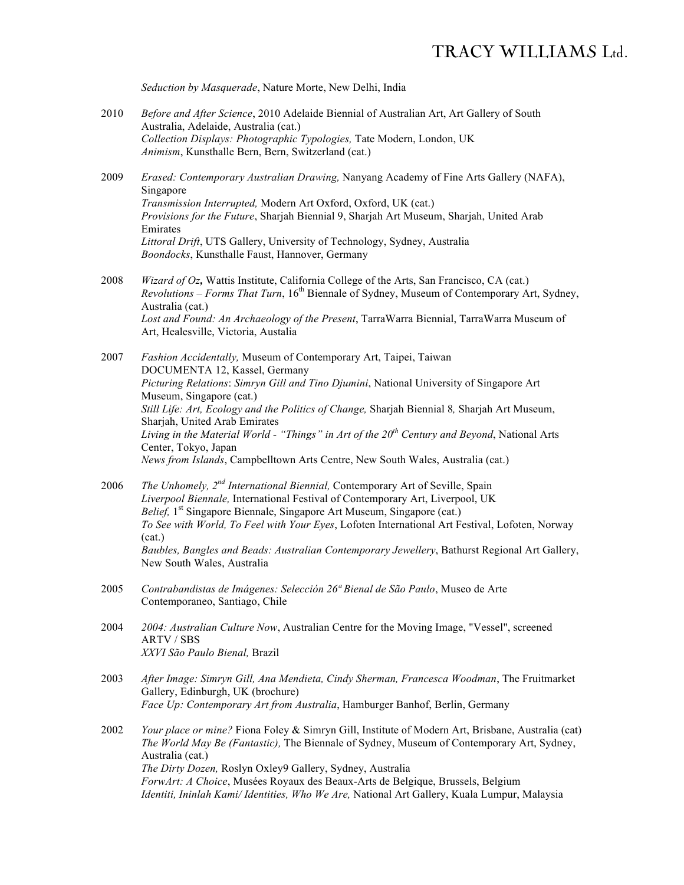*Seduction by Masquerade*, Nature Morte, New Delhi, India

2010 *Before and After Science*, 2010 Adelaide Biennial of Australian Art, Art Gallery of South Australia, Adelaide, Australia (cat.)
*Collection Displays: Photographic Typologies,* Tate Modern, London, UK
*Animism*, Kunsthalle Bern, Bern, Switzerland (cat.)

2009 *Erased: Contemporary Australian Drawing,* Nanyang Academy of Fine Arts Gallery (NAFA), Singapore
*Transmission Interrupted,* Modern Art Oxford, Oxford, UK (cat.)
*Provisions for the Future*, Sharjah Biennial 9, Sharjah Art Museum, Sharjah, United Arab Emirates
*Littoral Drift*, UTS Gallery, University of Technology, Sydney, Australia
*Boondocks*, Kunsthalle Faust, Hannover, Germany

2008 ***Wizard of Oz,*** Wattis Institute, California College of the Arts, San Francisco, CA (cat.)
*Revolutions – Forms That Turn*, 16th Biennale of Sydney, Museum of Contemporary Art, Sydney, Australia (cat.)
*Lost and Found: An Archaeology of the Present*, TarraWarra Biennial, TarraWarra Museum of Art, Healesville, Victoria, Austalia

2007 *Fashion Accidentally,* Museum of Contemporary Art, Taipei, Taiwan
DOCUMENTA 12, Kassel, Germany
*Picturing Relations*: *Simryn Gill and Tino Djumini*, National University of Singapore Art Museum, Singapore (cat.)
*Still Life: Art, Ecology and the Politics of Change,* Sharjah Biennial 8*,* Sharjah Art Museum, Sharjah, United Arab Emirates
*Living in the Material World - "Things" in Art of the 20th Century and Beyond*, National Arts Center, Tokyo, Japan
*News from Islands*, Campbelltown Arts Centre, New South Wales, Australia (cat.)

2006 *The Unhomely, 2nd International Biennial,* Contemporary Art of Seville, Spain
*Liverpool Biennale,* International Festival of Contemporary Art, Liverpool, UK
*Belief,* 1st Singapore Biennale, Singapore Art Museum, Singapore (cat.)
*To See with World, To Feel with Your Eyes*, Lofoten International Art Festival, Lofoten, Norway (cat.)
*Baubles, Bangles and Beads: Australian Contemporary Jewellery*, Bathurst Regional Art Gallery, New South Wales, Australia

2005 *Contrabandistas de Imágenes: Selección 26a Bienal de São Paulo*, Museo de Arte Contemporaneo, Santiago, Chile

2004 *2004: Australian Culture Now*, Australian Centre for the Moving Image, "Vessel", screened ARTV / SBS
*XXVI São Paulo Bienal,* Brazil

2003 *After Image: Simryn Gill, Ana Mendieta, Cindy Sherman, Francesca Woodman*, The Fruitmarket Gallery, Edinburgh, UK (brochure)
*Face Up: Contemporary Art from Australia*, Hamburger Banhof, Berlin, Germany

2002 *Your place or mine?* Fiona Foley & Simryn Gill, Institute of Modern Art, Brisbane, Australia (cat)
*The World May Be (Fantastic),* The Biennale of Sydney, Museum of Contemporary Art, Sydney, Australia (cat.)
*The Dirty Dozen,* Roslyn Oxley9 Gallery, Sydney, Australia
*ForwArt: A Choice*, Musées Royaux des Beaux-Arts de Belgique, Brussels, Belgium
*Identiti, Ininlah Kami/ Identities, Who We Are,* National Art Gallery, Kuala Lumpur, Malaysia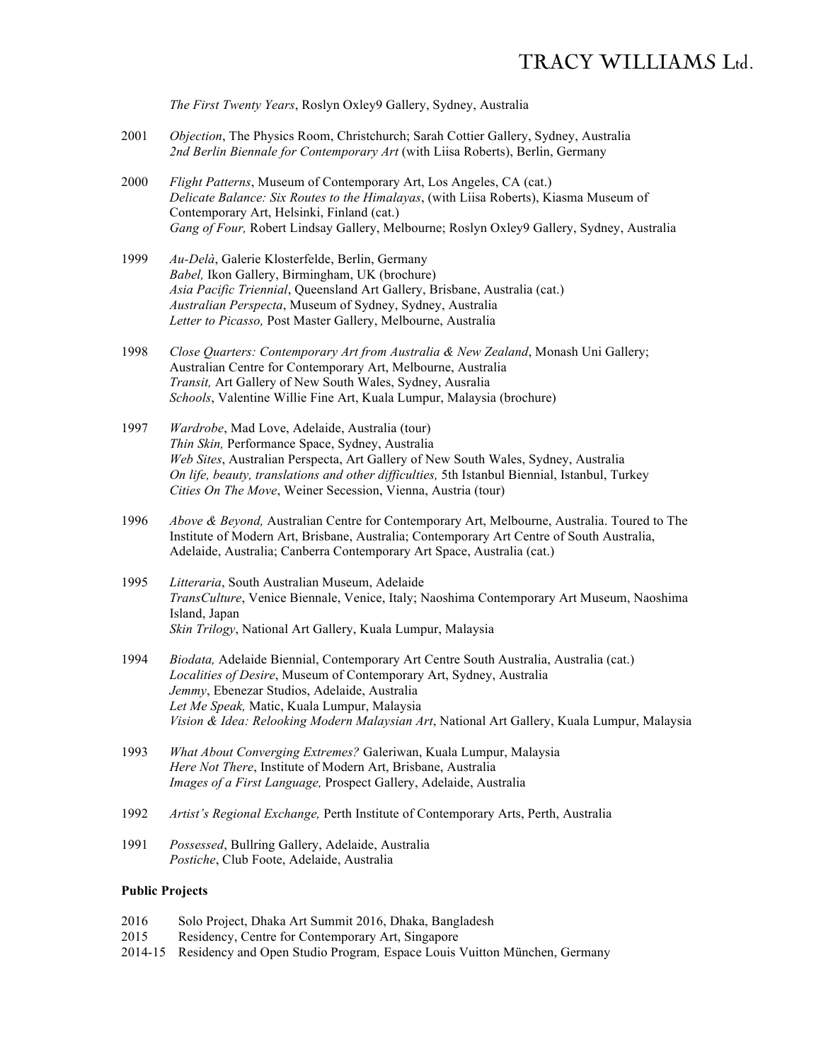*The First Twenty Years*, Roslyn Oxley9 Gallery, Sydney, Australia

2001 *Objection*, The Physics Room, Christchurch; Sarah Cottier Gallery, Sydney, Australia
*2nd Berlin Biennale for Contemporary Art* (with Liisa Roberts), Berlin, Germany

2000 *Flight Patterns*, Museum of Contemporary Art, Los Angeles, CA (cat.)
*Delicate Balance: Six Routes to the Himalayas*, (with Liisa Roberts), Kiasma Museum of Contemporary Art, Helsinki, Finland (cat.)
*Gang of Four,* Robert Lindsay Gallery, Melbourne; Roslyn Oxley9 Gallery, Sydney, Australia

1999 *Au-Delà*, Galerie Klosterfelde, Berlin, Germany
*Babel,* Ikon Gallery, Birmingham, UK (brochure)
*Asia Pacific Triennial*, Queensland Art Gallery, Brisbane, Australia (cat.)
*Australian Perspecta*, Museum of Sydney, Sydney, Australia
*Letter to Picasso,* Post Master Gallery, Melbourne, Australia

1998 *Close Quarters: Contemporary Art from Australia & New Zealand*, Monash Uni Gallery; Australian Centre for Contemporary Art, Melbourne, Australia
*Transit,* Art Gallery of New South Wales, Sydney, Ausralia
*Schools*, Valentine Willie Fine Art, Kuala Lumpur, Malaysia (brochure)

1997 *Wardrobe*, Mad Love, Adelaide, Australia (tour)
*Thin Skin,* Performance Space, Sydney, Australia
*Web Sites*, Australian Perspecta, Art Gallery of New South Wales, Sydney, Australia
*On life, beauty, translations and other difficulties,* 5th Istanbul Biennial, Istanbul, Turkey
*Cities On The Move*, Weiner Secession, Vienna, Austria (tour)

1996 *Above & Beyond,* Australian Centre for Contemporary Art, Melbourne, Australia. Toured to The Institute of Modern Art, Brisbane, Australia; Contemporary Art Centre of South Australia, Adelaide, Australia; Canberra Contemporary Art Space, Australia (cat.)

1995 *Litteraria*, South Australian Museum, Adelaide
*TransCulture*, Venice Biennale, Venice, Italy; Naoshima Contemporary Art Museum, Naoshima Island, Japan
*Skin Trilogy*, National Art Gallery, Kuala Lumpur, Malaysia

1994 *Biodata,* Adelaide Biennial, Contemporary Art Centre South Australia, Australia (cat.)
*Localities of Desire*, Museum of Contemporary Art, Sydney, Australia
*Jemmy*, Ebenezar Studios, Adelaide, Australia
*Let Me Speak,* Matic, Kuala Lumpur, Malaysia
*Vision & Idea: Relooking Modern Malaysian Art*, National Art Gallery, Kuala Lumpur, Malaysia

1993 *What About Converging Extremes?* Galeriwan, Kuala Lumpur, Malaysia
*Here Not There*, Institute of Modern Art, Brisbane, Australia
*Images of a First Language,* Prospect Gallery, Adelaide, Australia

1992 *Artist's Regional Exchange,* Perth Institute of Contemporary Arts, Perth, Australia

1991 *Possessed*, Bullring Gallery, Adelaide, Australia
*Postiche*, Club Foote, Adelaide, Australia

**Public Projects**

2016 Solo Project, Dhaka Art Summit 2016, Dhaka, Bangladesh
2015 Residency, Centre for Contemporary Art, Singapore
2014-15 Residency and Open Studio Program*,* Espace Louis Vuitton München, Germany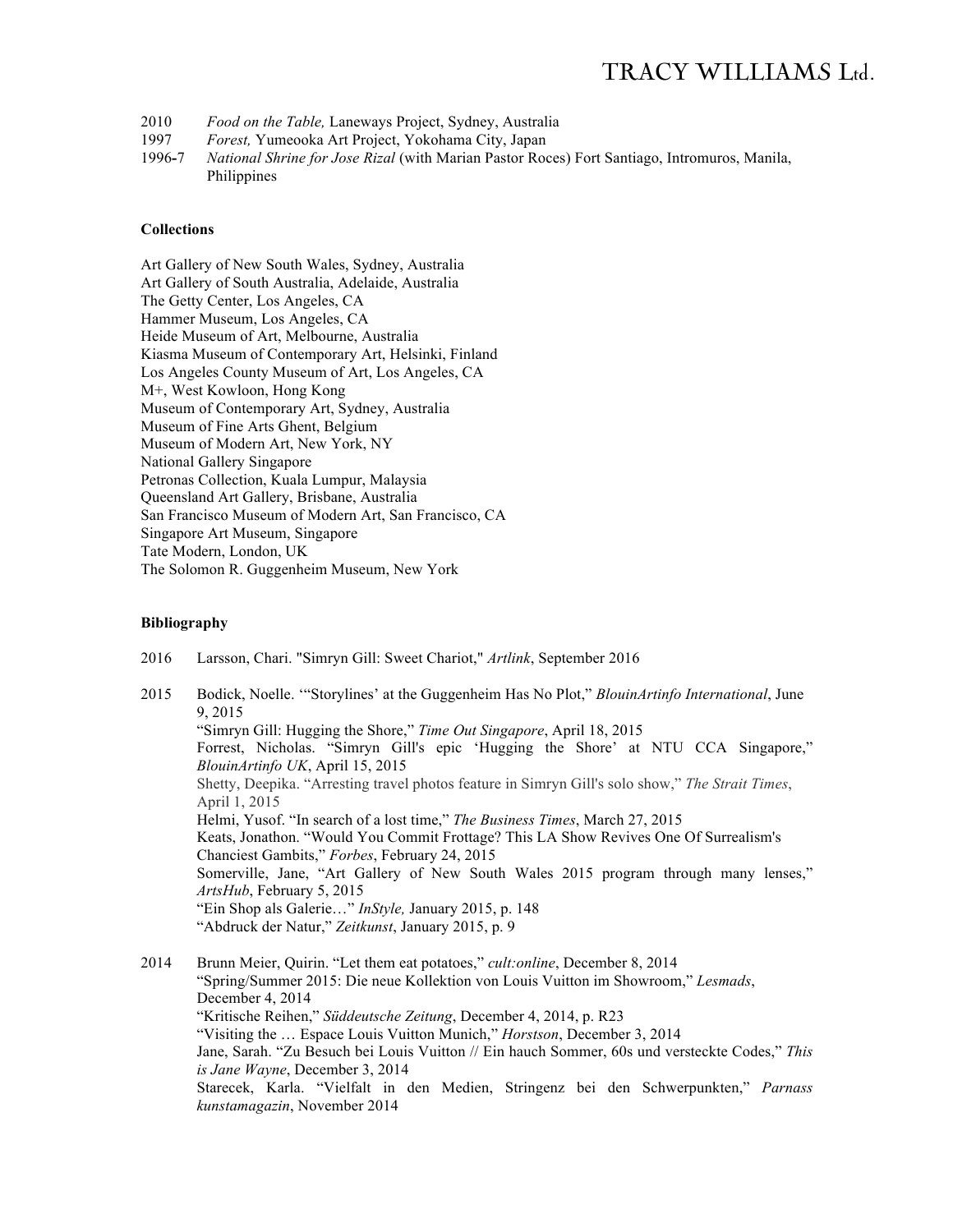2010 *Food on the Table,* Laneways Project, Sydney, Australia
1997 *Forest,* Yumeooka Art Project, Yokohama City, Japan
1996-7 *National Shrine for Jose Rizal* (with Marian Pastor Roces) Fort Santiago, Intromuros, Manila, Philippines

**Collections**

Art Gallery of New South Wales, Sydney, Australia
Art Gallery of South Australia, Adelaide, Australia
The Getty Center, Los Angeles, CA
Hammer Museum, Los Angeles, CA
Heide Museum of Art, Melbourne, Australia
Kiasma Museum of Contemporary Art, Helsinki, Finland
Los Angeles County Museum of Art, Los Angeles, CA
M+, West Kowloon, Hong Kong
Museum of Contemporary Art, Sydney, Australia
Museum of Fine Arts Ghent, Belgium
Museum of Modern Art, New York, NY
National Gallery Singapore
Petronas Collection, Kuala Lumpur, Malaysia
Queensland Art Gallery, Brisbane, Australia
San Francisco Museum of Modern Art, San Francisco, CA
Singapore Art Museum, Singapore
Tate Modern, London, UK
The Solomon R. Guggenheim Museum, New York

**Bibliography**

2016 Larsson, Chari. "Simryn Gill: Sweet Chariot," *Artlink*, September 2016

2015 Bodick, Noelle. "'Storylines' at the Guggenheim Has No Plot," *BlouinArtinfo International*, June 9, 2015
"Simryn Gill: Hugging the Shore," *Time Out Singapore*, April 18, 2015
Forrest, Nicholas. "Simryn Gill's epic 'Hugging the Shore' at NTU CCA Singapore," *BlouinArtinfo UK*, April 15, 2015
Shetty, Deepika. "Arresting travel photos feature in Simryn Gill's solo show," *The Strait Times*, April 1, 2015
Helmi, Yusof. "In search of a lost time," *The Business Times*, March 27, 2015
Keats, Jonathon. "Would You Commit Frottage? This LA Show Revives One Of Surrealism's Chanciest Gambits," *Forbes*, February 24, 2015
Somerville, Jane, "Art Gallery of New South Wales 2015 program through many lenses," *ArtsHub*, February 5, 2015
"Ein Shop als Galerie…" *InStyle,* January 2015, p. 148
"Abdruck der Natur," *Zeitkunst*, January 2015, p. 9

2014 Brunn Meier, Quirin. "Let them eat potatoes," *cult:online*, December 8, 2014
"Spring/Summer 2015: Die neue Kollektion von Louis Vuitton im Showroom," *Lesmads*, December 4, 2014
"Kritische Reihen," *Süddeutsche Zeitung*, December 4, 2014, p. R23
"Visiting the … Espace Louis Vuitton Munich," *Horstson*, December 3, 2014
Jane, Sarah. "Zu Besuch bei Louis Vuitton // Ein hauch Sommer, 60s und versteckte Codes," *This is Jane Wayne*, December 3, 2014
Starecek, Karla. "Vielfalt in den Medien, Stringenz bei den Schwerpunkten," *Parnass kunstamagazin*, November 2014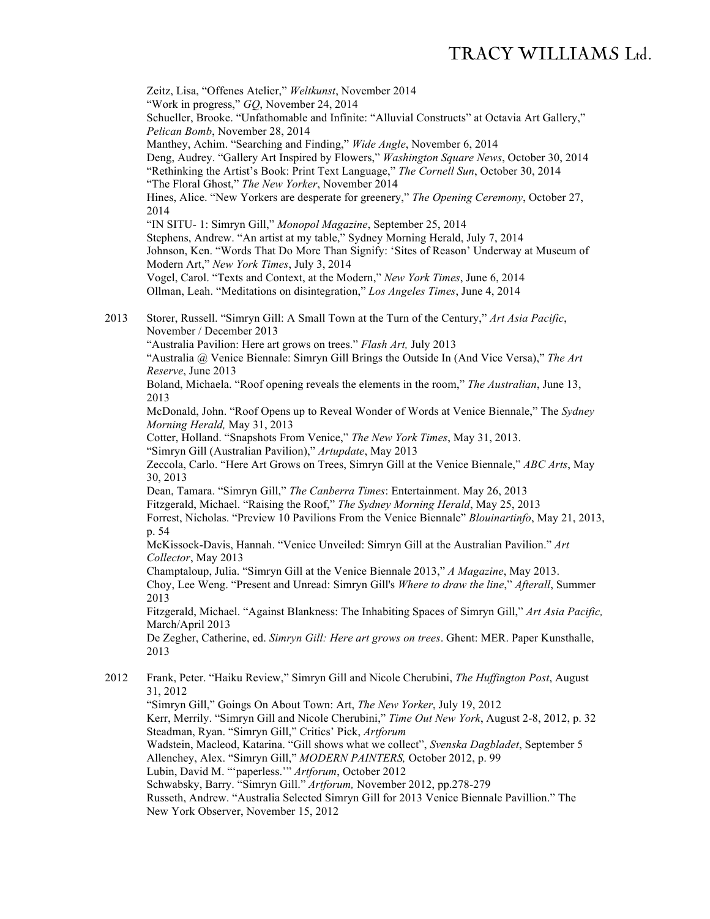Zeitz, Lisa, "Offenes Atelier," *Weltkunst*, November 2014
"Work in progress," *GQ*, November 24, 2014
Schueller, Brooke. "Unfathomable and Infinite: "Alluvial Constructs" at Octavia Art Gallery," *Pelican Bomb*, November 28, 2014
Manthey, Achim. "Searching and Finding," *Wide Angle*, November 6, 2014
Deng, Audrey. "Gallery Art Inspired by Flowers," *Washington Square News*, October 30, 2014
"Rethinking the Artist's Book: Print Text Language," *The Cornell Sun*, October 30, 2014
"The Floral Ghost," *The New Yorker*, November 2014
Hines, Alice. "New Yorkers are desperate for greenery," *The Opening Ceremony*, October 27, 2014
"IN SITU- 1: Simryn Gill," *Monopol Magazine*, September 25, 2014
Stephens, Andrew. "An artist at my table," Sydney Morning Herald, July 7, 2014
Johnson, Ken. "Words That Do More Than Signify: 'Sites of Reason' Underway at Museum of Modern Art," *New York Times*, July 3, 2014
Vogel, Carol. "Texts and Context, at the Modern," *New York Times*, June 6, 2014
Ollman, Leah. "Meditations on disintegration," *Los Angeles Times*, June 4, 2014

2013 Storer, Russell. "Simryn Gill: A Small Town at the Turn of the Century," *Art Asia Pacific*, November / December 2013
"Australia Pavilion: Here art grows on trees." *Flash Art,* July 2013
"Australia @ Venice Biennale: Simryn Gill Brings the Outside In (And Vice Versa)," *The Art Reserve*, June 2013
Boland, Michaela. "Roof opening reveals the elements in the room," *The Australian*, June 13, 2013
McDonald, John. "Roof Opens up to Reveal Wonder of Words at Venice Biennale," The *Sydney Morning Herald,* May 31, 2013
Cotter, Holland. "Snapshots From Venice," *The New York Times*, May 31, 2013.
"Simryn Gill (Australian Pavilion)," *Artupdate*, May 2013
Zeccola, Carlo. "Here Art Grows on Trees, Simryn Gill at the Venice Biennale," *ABC Arts*, May 30, 2013
Dean, Tamara. "Simryn Gill," *The Canberra Times*: Entertainment. May 26, 2013
Fitzgerald, Michael. "Raising the Roof," *The Sydney Morning Herald*, May 25, 2013
Forrest, Nicholas. "Preview 10 Pavilions From the Venice Biennale" *Blouinartinfo*, May 21, 2013, p. 54
McKissock-Davis, Hannah. "Venice Unveiled: Simryn Gill at the Australian Pavilion." *Art Collector*, May 2013
Champtaloup, Julia. "Simryn Gill at the Venice Biennale 2013," *A Magazine*, May 2013.
Choy, Lee Weng. "Present and Unread: Simryn Gill's *Where to draw the line*," *Afterall*, Summer 2013
Fitzgerald, Michael. "Against Blankness: The Inhabiting Spaces of Simryn Gill," *Art Asia Pacific,* March/April 2013
De Zegher, Catherine, ed. *Simryn Gill: Here art grows on trees*. Ghent: MER. Paper Kunsthalle, 2013

2012 Frank, Peter. "Haiku Review," Simryn Gill and Nicole Cherubini, *The Huffington Post*, August 31, 2012
"Simryn Gill," Goings On About Town: Art, *The New Yorker*, July 19, 2012
Kerr, Merrily. "Simryn Gill and Nicole Cherubini," *Time Out New York*, August 2-8, 2012, p. 32
Steadman, Ryan. "Simryn Gill," Critics' Pick, *Artforum*
Wadstein, Macleod, Katarina. "Gill shows what we collect", *Svenska Dagbladet*, September 5
Allenchey, Alex. "Simryn Gill," *MODERN PAINTERS,* October 2012, p. 99
Lubin, David M. "'paperless.'" *Artforum*, October 2012
Schwabsky, Barry. "Simryn Gill." *Artforum,* November 2012, pp.278-279
Russeth, Andrew. "Australia Selected Simryn Gill for 2013 Venice Biennale Pavillion." The New York Observer, November 15, 2012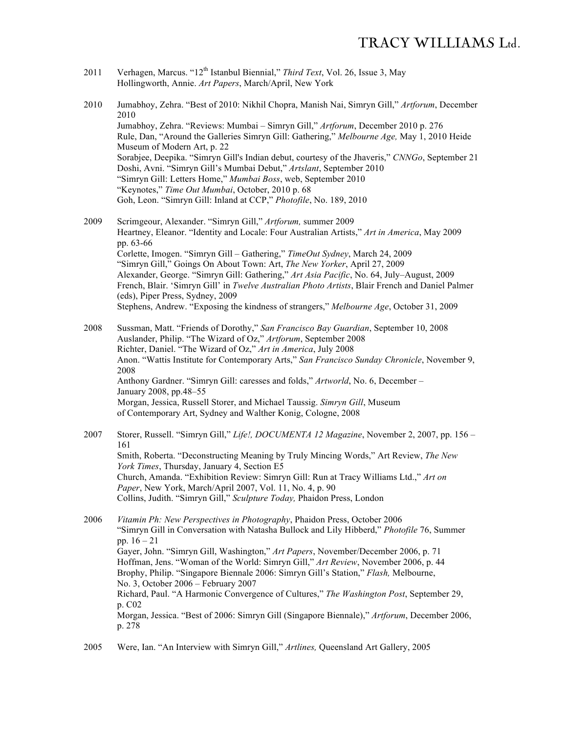2011 Verhagen, Marcus. "12th Istanbul Biennial," *Third Text*, Vol. 26, Issue 3, May
Hollingworth, Annie. *Art Papers*, March/April, New York

2010 Jumabhoy, Zehra. "Best of 2010: Nikhil Chopra, Manish Nai, Simryn Gill," *Artforum*, December 2010
Jumabhoy, Zehra. "Reviews: Mumbai – Simryn Gill," *Artforum*, December 2010 p. 276
Rule, Dan, "Around the Galleries Simryn Gill: Gathering," *Melbourne Age,* May 1, 2010 Heide Museum of Modern Art, p. 22
Sorabjee, Deepika. "Simryn Gill's Indian debut, courtesy of the Jhaveris," *CNNGo*, September 21
Doshi, Avni. "Simryn Gill's Mumbai Debut," *Artslant*, September 2010
"Simryn Gill: Letters Home," *Mumbai Boss*, web, September 2010
"Keynotes," *Time Out Mumbai*, October, 2010 p. 68
Goh, Leon. "Simryn Gill: Inland at CCP," *Photofile*, No. 189, 2010

2009 Scrimgeour, Alexander. "Simryn Gill," *Artforum,* summer 2009
Heartney, Eleanor. "Identity and Locale: Four Australian Artists," *Art in America*, May 2009 pp. 63-66
Corlette, Imogen. "Simryn Gill – Gathering," *TimeOut Sydney*, March 24, 2009
"Simryn Gill," Goings On About Town: Art, *The New Yorker*, April 27, 2009
Alexander, George. "Simryn Gill: Gathering," *Art Asia Pacific*, No. 64, July–August, 2009
French, Blair. 'Simryn Gill' in *Twelve Australian Photo Artists*, Blair French and Daniel Palmer (eds), Piper Press, Sydney, 2009
Stephens, Andrew. "Exposing the kindness of strangers," *Melbourne Age*, October 31, 2009

2008 Sussman, Matt. "Friends of Dorothy," *San Francisco Bay Guardian*, September 10, 2008
Auslander, Philip. "The Wizard of Oz," *Artforum*, September 2008
Richter, Daniel. "The Wizard of Oz," *Art in America*, July 2008
Anon. "Wattis Institute for Contemporary Arts," *San Francisco Sunday Chronicle*, November 9, 2008
Anthony Gardner. "Simryn Gill: caresses and folds," *Artworld*, No. 6, December – January 2008, pp.48–55
Morgan, Jessica, Russell Storer, and Michael Taussig. *Simryn Gill*, Museum of Contemporary Art, Sydney and Walther Konig, Cologne, 2008

2007 Storer, Russell. "Simryn Gill," *Life!, DOCUMENTA 12 Magazine*, November 2, 2007, pp. 156 – 161
Smith, Roberta. "Deconstructing Meaning by Truly Mincing Words," Art Review, *The New York Times*, Thursday, January 4, Section E5
Church, Amanda. "Exhibition Review: Simryn Gill: Run at Tracy Williams Ltd.," *Art on Paper*, New York, March/April 2007, Vol. 11, No. 4, p. 90
Collins, Judith. "Simryn Gill," *Sculpture Today,* Phaidon Press, London

2006 *Vitamin Ph: New Perspectives in Photography*, Phaidon Press, October 2006
"Simryn Gill in Conversation with Natasha Bullock and Lily Hibberd," *Photofile* 76, Summer pp. 16 – 21
Gayer, John. "Simryn Gill, Washington," *Art Papers*, November/December 2006, p. 71
Hoffman, Jens. "Woman of the World: Simryn Gill," *Art Review*, November 2006, p. 44
Brophy, Philip. "Singapore Biennale 2006: Simryn Gill's Station," *Flash,* Melbourne, No. 3, October 2006 – February 2007
Richard, Paul. "A Harmonic Convergence of Cultures," *The Washington Post*, September 29, p. C02
Morgan, Jessica. "Best of 2006: Simryn Gill (Singapore Biennale)," *Artforum*, December 2006, p. 278

2005 Were, Ian. "An Interview with Simryn Gill," *Artlines,* Queensland Art Gallery, 2005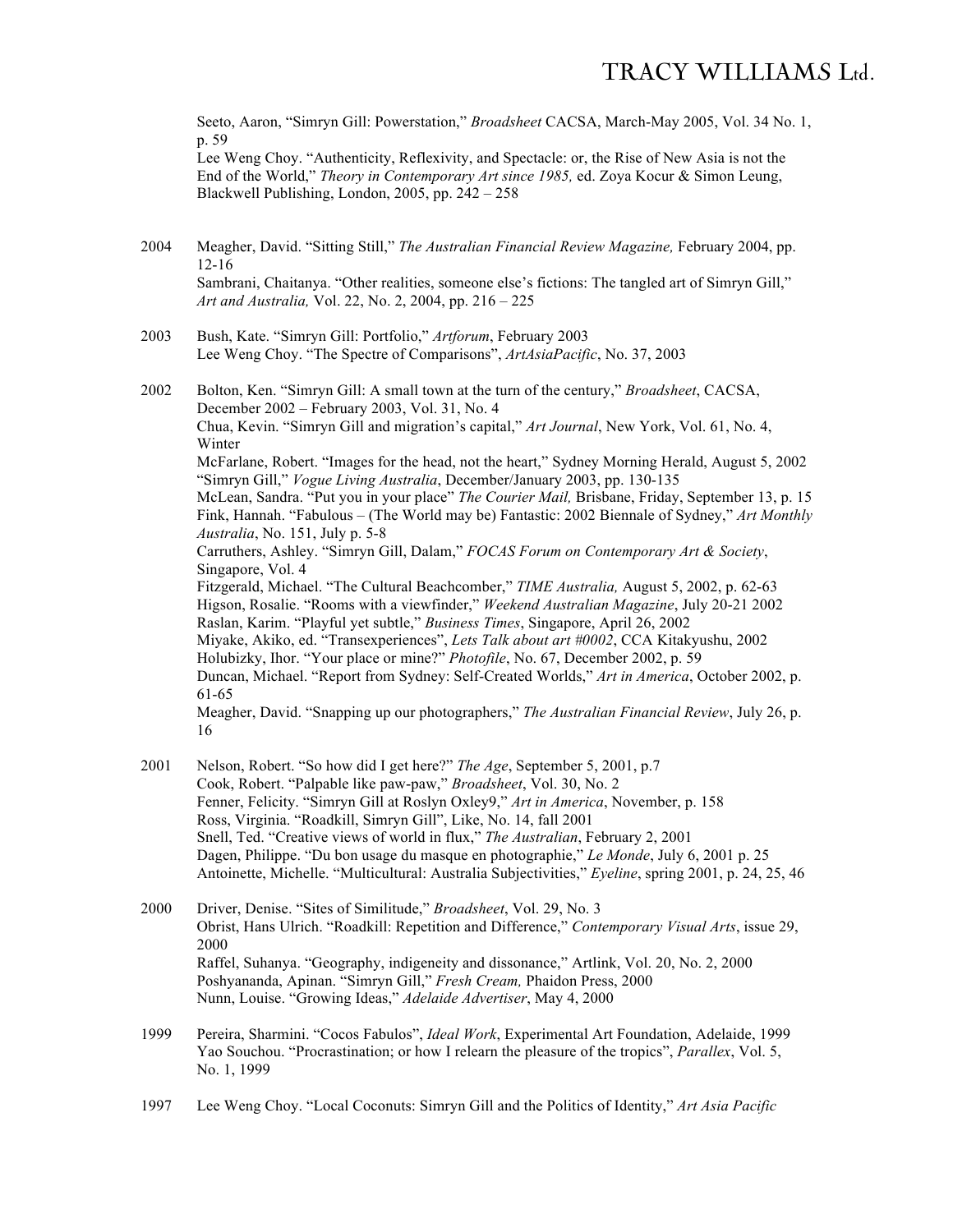Seeto, Aaron, "Simryn Gill: Powerstation," *Broadsheet* CACSA, March-May 2005, Vol. 34 No. 1, p. 59
Lee Weng Choy. "Authenticity, Reflexivity, and Spectacle: or, the Rise of New Asia is not the End of the World," *Theory in Contemporary Art since 1985,* ed. Zoya Kocur & Simon Leung, Blackwell Publishing, London, 2005, pp. 242 – 258

2004 Meagher, David. "Sitting Still," *The Australian Financial Review Magazine,* February 2004, pp. 12-16
Sambrani, Chaitanya. "Other realities, someone else's fictions: The tangled art of Simryn Gill," *Art and Australia,* Vol. 22, No. 2, 2004, pp. 216 – 225

2003 Bush, Kate. "Simryn Gill: Portfolio," *Artforum*, February 2003
Lee Weng Choy. "The Spectre of Comparisons", *ArtAsiaPacific*, No. 37, 2003

2002 Bolton, Ken. "Simryn Gill: A small town at the turn of the century," *Broadsheet*, CACSA, December 2002 – February 2003, Vol. 31, No. 4
Chua, Kevin. "Simryn Gill and migration's capital," *Art Journal*, New York, Vol. 61, No. 4, Winter
McFarlane, Robert. "Images for the head, not the heart," Sydney Morning Herald, August 5, 2002
"Simryn Gill," *Vogue Living Australia*, December/January 2003, pp. 130-135
McLean, Sandra. "Put you in your place" *The Courier Mail,* Brisbane, Friday, September 13, p. 15
Fink, Hannah. "Fabulous – (The World may be) Fantastic: 2002 Biennale of Sydney," *Art Monthly Australia*, No. 151, July p. 5-8
Carruthers, Ashley. "Simryn Gill, Dalam," *FOCAS Forum on Contemporary Art & Society*, Singapore, Vol. 4
Fitzgerald, Michael. "The Cultural Beachcomber," *TIME Australia,* August 5, 2002, p. 62-63
Higson, Rosalie. "Rooms with a viewfinder," *Weekend Australian Magazine*, July 20-21 2002
Raslan, Karim. "Playful yet subtle," *Business Times*, Singapore, April 26, 2002
Miyake, Akiko, ed. "Transexperiences", *Lets Talk about art #0002*, CCA Kitakyushu, 2002
Holubizky, Ihor. "Your place or mine?" *Photofile*, No. 67, December 2002, p. 59
Duncan, Michael. "Report from Sydney: Self-Created Worlds," *Art in America*, October 2002, p. 61-65
Meagher, David. "Snapping up our photographers," *The Australian Financial Review*, July 26, p. 16

2001 Nelson, Robert. "So how did I get here?" *The Age*, September 5, 2001, p.7
Cook, Robert. "Palpable like paw-paw," *Broadsheet*, Vol. 30, No. 2
Fenner, Felicity. "Simryn Gill at Roslyn Oxley9," *Art in America*, November, p. 158
Ross, Virginia. "Roadkill, Simryn Gill", Like, No. 14, fall 2001
Snell, Ted. "Creative views of world in flux," *The Australian*, February 2, 2001
Dagen, Philippe. "Du bon usage du masque en photographie," *Le Monde*, July 6, 2001 p. 25
Antoinette, Michelle. "Multicultural: Australia Subjectivities," *Eyeline*, spring 2001, p. 24, 25, 46

2000 Driver, Denise. "Sites of Similitude," *Broadsheet*, Vol. 29, No. 3
Obrist, Hans Ulrich. "Roadkill: Repetition and Difference," *Contemporary Visual Arts*, issue 29, 2000
Raffel, Suhanya. "Geography, indigeneity and dissonance," Artlink, Vol. 20, No. 2, 2000
Poshyananda, Apinan. "Simryn Gill," *Fresh Cream,* Phaidon Press, 2000
Nunn, Louise. "Growing Ideas," *Adelaide Advertiser*, May 4, 2000

1999 Pereira, Sharmini. "Cocos Fabulos", *Ideal Work*, Experimental Art Foundation, Adelaide, 1999
Yao Souchou. "Procrastination; or how I relearn the pleasure of the tropics", *Parallex*, Vol. 5, No. 1, 1999

1997 Lee Weng Choy. "Local Coconuts: Simryn Gill and the Politics of Identity," *Art Asia Pacific*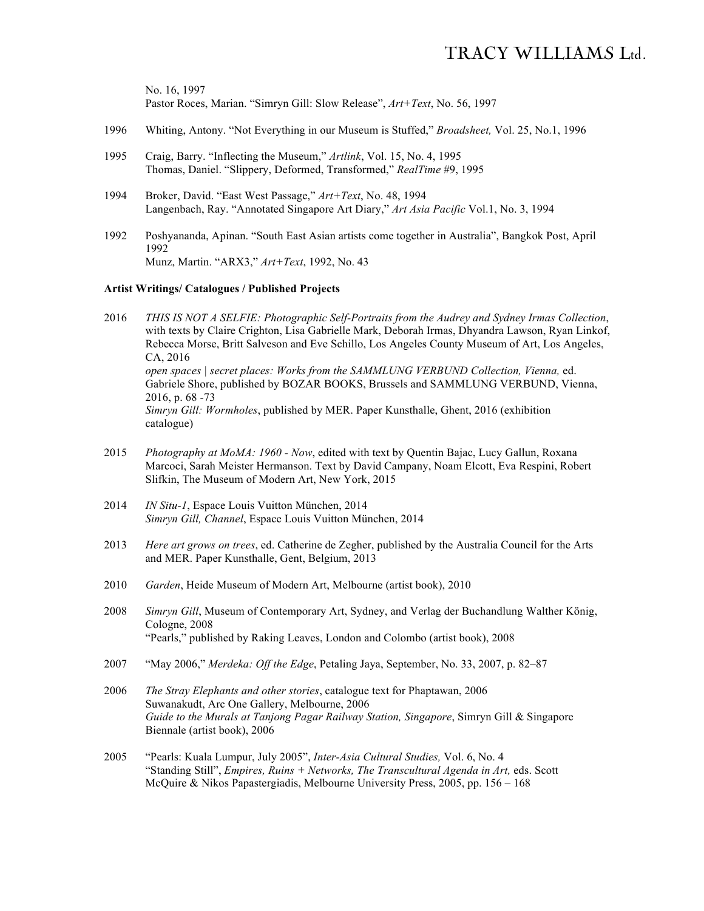No. 16, 1997
Pastor Roces, Marian. "Simryn Gill: Slow Release", *Art+Text*, No. 56, 1997

1996 Whiting, Antony. "Not Everything in our Museum is Stuffed," *Broadsheet,* Vol. 25, No.1, 1996

1995 Craig, Barry. "Inflecting the Museum," *Artlink*, Vol. 15, No. 4, 1995
Thomas, Daniel. "Slippery, Deformed, Transformed," *RealTime* #9, 1995

1994 Broker, David. "East West Passage," *Art+Text*, No. 48, 1994
Langenbach, Ray. "Annotated Singapore Art Diary," *Art Asia Pacific* Vol.1, No. 3, 1994

1992 Poshyananda, Apinan. "South East Asian artists come together in Australia", Bangkok Post, April 1992
Munz, Martin. "ARX3," *Art+Text*, 1992, No. 43

**Artist Writings/ Catalogues / Published Projects**

2016 *THIS IS NOT A SELFIE: Photographic Self-Portraits from the Audrey and Sydney Irmas Collection*, with texts by Claire Crighton, Lisa Gabrielle Mark, Deborah Irmas, Dhyandra Lawson, Ryan Linkof, Rebecca Morse, Britt Salveson and Eve Schillo, Los Angeles County Museum of Art, Los Angeles, CA, 2016
*open spaces | secret places: Works from the SAMMLUNG VERBUND Collection, Vienna,* ed. Gabriele Shore, published by BOZAR BOOKS, Brussels and SAMMLUNG VERBUND, Vienna, 2016, p. 68 -73
*Simryn Gill: Wormholes*, published by MER. Paper Kunsthalle, Ghent, 2016 (exhibition catalogue)

2015 *Photography at MoMA: 1960 - Now*, edited with text by Quentin Bajac, Lucy Gallun, Roxana Marcoci, Sarah Meister Hermanson. Text by David Campany, Noam Elcott, Eva Respini, Robert Slifkin, The Museum of Modern Art, New York, 2015

2014 *IN Situ-1*, Espace Louis Vuitton München, 2014
*Simryn Gill, Channel*, Espace Louis Vuitton München, 2014

2013 *Here art grows on trees*, ed. Catherine de Zegher, published by the Australia Council for the Arts and MER. Paper Kunsthalle, Gent, Belgium, 2013

2010 *Garden*, Heide Museum of Modern Art, Melbourne (artist book), 2010

2008 *Simryn Gill*, Museum of Contemporary Art, Sydney, and Verlag der Buchandlung Walther König, Cologne, 2008
"Pearls," published by Raking Leaves, London and Colombo (artist book), 2008

2007 "May 2006," *Merdeka: Off the Edge*, Petaling Jaya, September, No. 33, 2007, p. 82–87

2006 *The Stray Elephants and other stories*, catalogue text for Phaptawan, 2006
Suwanakudt, Arc One Gallery, Melbourne, 2006
*Guide to the Murals at Tanjong Pagar Railway Station, Singapore*, Simryn Gill & Singapore Biennale (artist book), 2006

2005 "Pearls: Kuala Lumpur, July 2005", *Inter-Asia Cultural Studies,* Vol. 6, No. 4
"Standing Still", *Empires, Ruins + Networks, The Transcultural Agenda in Art,* eds. Scott McQuire & Nikos Papastergiadis, Melbourne University Press, 2005, pp. 156 – 168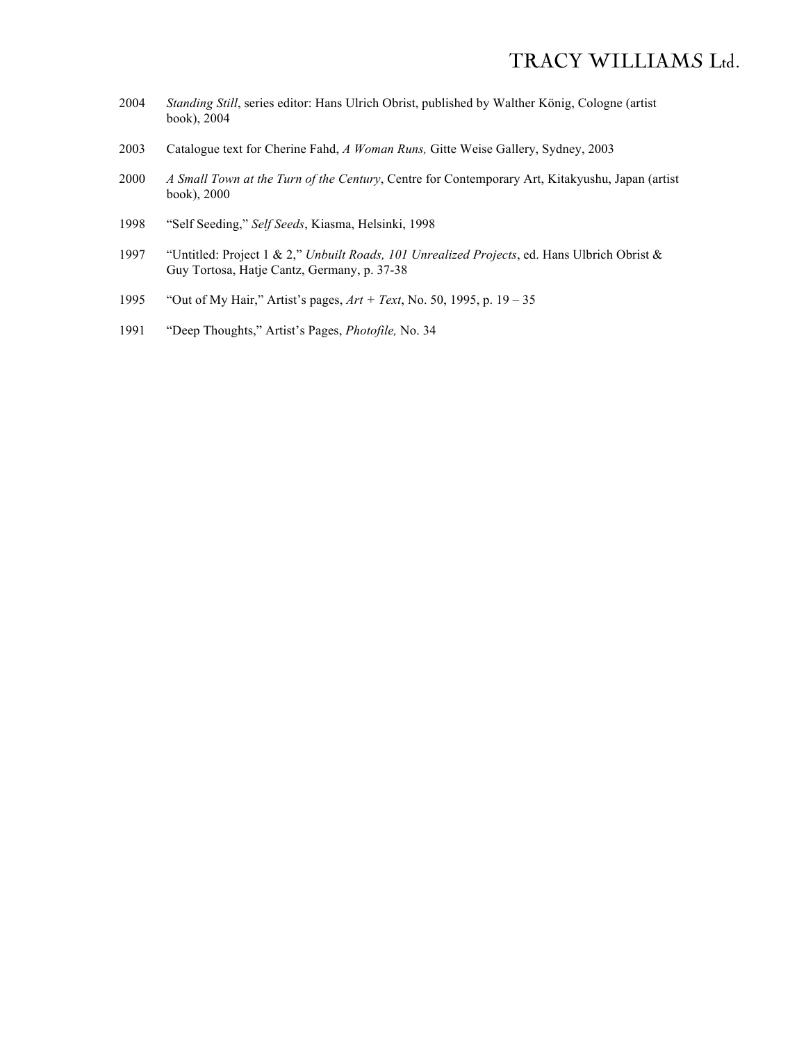2004 *Standing Still*, series editor: Hans Ulrich Obrist, published by Walther König, Cologne (artist book), 2004

2003 Catalogue text for Cherine Fahd, *A Woman Runs,* Gitte Weise Gallery, Sydney, 2003

2000 *A Small Town at the Turn of the Century*, Centre for Contemporary Art, Kitakyushu, Japan (artist book), 2000

1998 "Self Seeding," *Self Seeds*, Kiasma, Helsinki, 1998

1997 "Untitled: Project 1 & 2," *Unbuilt Roads, 101 Unrealized Projects*, ed. Hans Ulbrich Obrist & Guy Tortosa, Hatje Cantz, Germany, p. 37-38

1995 "Out of My Hair," Artist's pages, *Art + Text*, No. 50, 1995, p. 19 – 35

1991 "Deep Thoughts," Artist's Pages, *Photofile,* No. 34